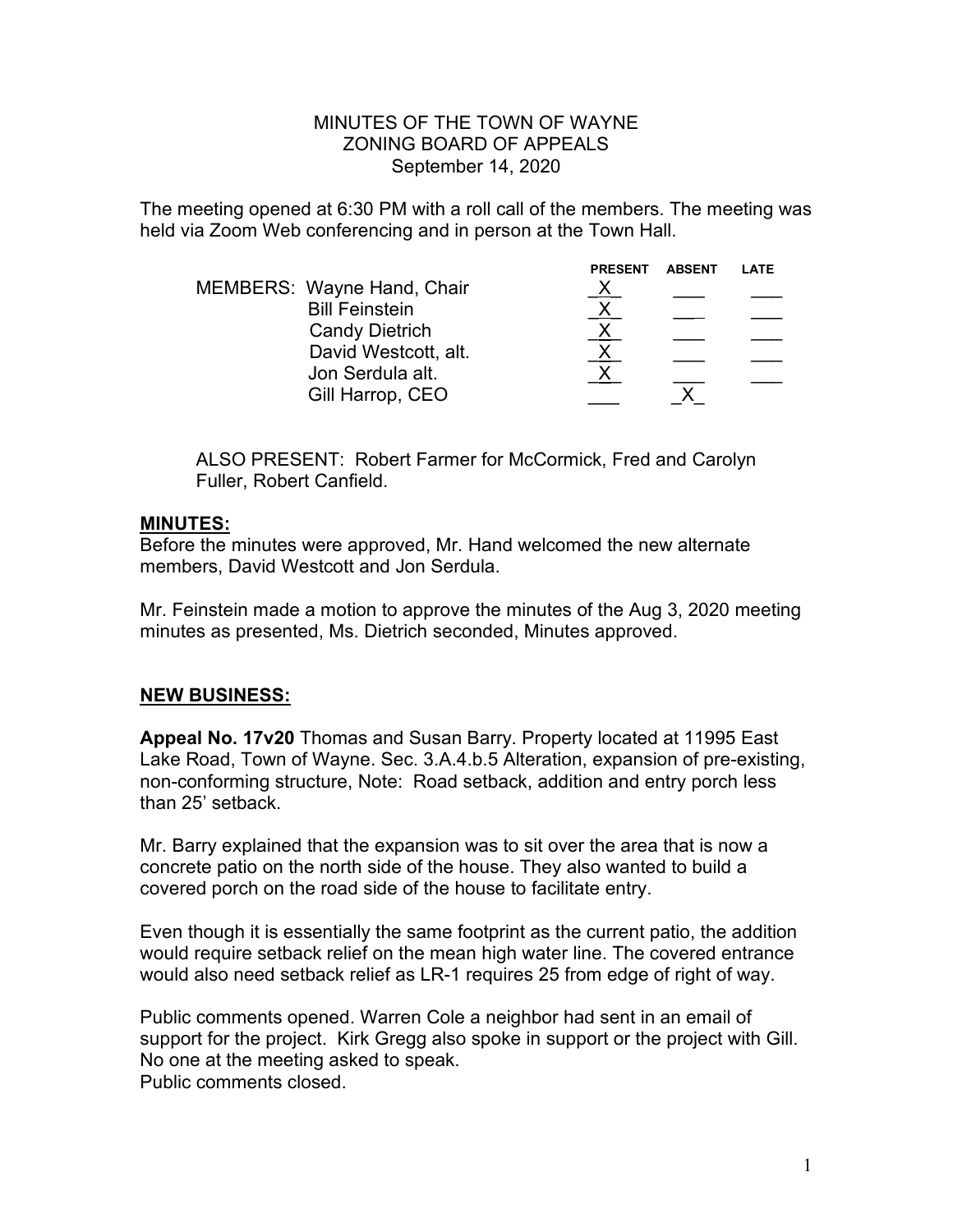MINUTES OF THE TOWN OF WAYNE
ZONING BOARD OF APPEALS
September 14, 2020

The meeting opened at 6:30 PM with a roll call of the members. The meeting was held via Zoom Web conferencing and in person at the Town Hall.

| | | PRESENT | ABSENT | LATE |
|---|---|---|---|---|
| MEMBERS: | Wayne Hand, Chair | X | | |
| | Bill Feinstein | X | | |
| | Candy Dietrich | X | | |
| | David Westcott, alt. | X | | |
| | Jon Serdula alt. | X | | |
| | Gill Harrop, CEO | | X | |

ALSO PRESENT: Robert Farmer for McCormick, Fred and Carolyn Fuller, Robert Canfield.

**MINUTES:**

Before the minutes were approved, Mr. Hand welcomed the new alternate members, David Westcott and Jon Serdula.

Mr. Feinstein made a motion to approve the minutes of the Aug 3, 2020 meeting minutes as presented, Ms. Dietrich seconded, Minutes approved.

**NEW BUSINESS:**

**Appeal No. 17v20** Thomas and Susan Barry. Property located at 11995 East Lake Road, Town of Wayne. Sec. 3.A.4.b.5 Alteration, expansion of pre-existing, non-conforming structure, Note: Road setback, addition and entry porch less than 25' setback.

Mr. Barry explained that the expansion was to sit over the area that is now a concrete patio on the north side of the house. They also wanted to build a covered porch on the road side of the house to facilitate entry.

Even though it is essentially the same footprint as the current patio, the addition would require setback relief on the mean high water line. The covered entrance would also need setback relief as LR-1 requires 25 from edge of right of way.

Public comments opened. Warren Cole a neighbor had sent in an email of support for the project. Kirk Gregg also spoke in support or the project with Gill. No one at the meeting asked to speak.
Public comments closed.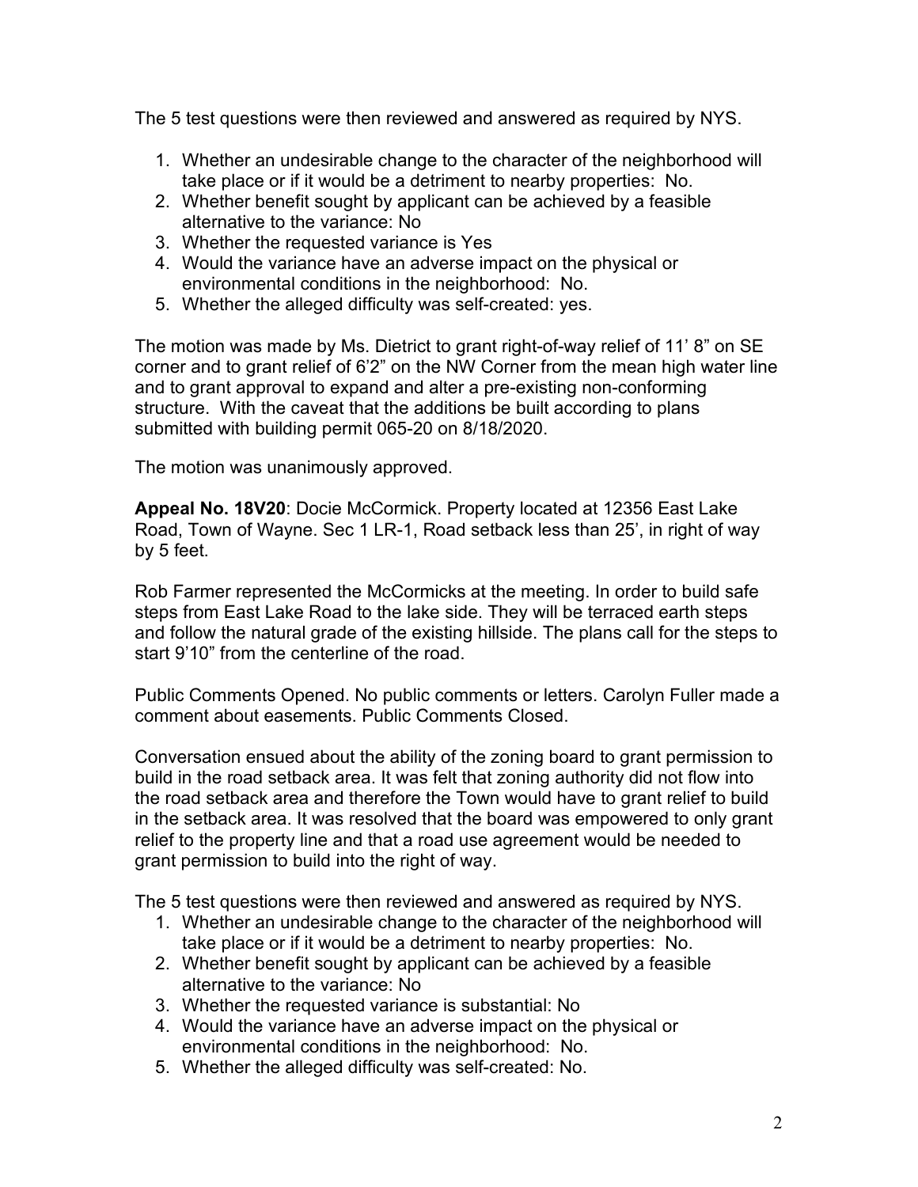The 5 test questions were then reviewed and answered as required by NYS.

1. Whether an undesirable change to the character of the neighborhood will take place or if it would be a detriment to nearby properties: No.
2. Whether benefit sought by applicant can be achieved by a feasible alternative to the variance: No
3. Whether the requested variance is Yes
4. Would the variance have an adverse impact on the physical or environmental conditions in the neighborhood: No.
5. Whether the alleged difficulty was self-created: yes.

The motion was made by Ms. Dietrict to grant right-of-way relief of 11' 8" on SE corner and to grant relief of 6'2" on the NW Corner from the mean high water line and to grant approval to expand and alter a pre-existing non-conforming structure. With the caveat that the additions be built according to plans submitted with building permit 065-20 on 8/18/2020.

The motion was unanimously approved.

**Appeal No. 18V20**: Docie McCormick. Property located at 12356 East Lake Road, Town of Wayne. Sec 1 LR-1, Road setback less than 25', in right of way by 5 feet.

Rob Farmer represented the McCormicks at the meeting. In order to build safe steps from East Lake Road to the lake side. They will be terraced earth steps and follow the natural grade of the existing hillside. The plans call for the steps to start 9'10" from the centerline of the road.

Public Comments Opened. No public comments or letters. Carolyn Fuller made a comment about easements. Public Comments Closed.

Conversation ensued about the ability of the zoning board to grant permission to build in the road setback area. It was felt that zoning authority did not flow into the road setback area and therefore the Town would have to grant relief to build in the setback area. It was resolved that the board was empowered to only grant relief to the property line and that a road use agreement would be needed to grant permission to build into the right of way.

The 5 test questions were then reviewed and answered as required by NYS.

1. Whether an undesirable change to the character of the neighborhood will take place or if it would be a detriment to nearby properties: No.
2. Whether benefit sought by applicant can be achieved by a feasible alternative to the variance: No
3. Whether the requested variance is substantial: No
4. Would the variance have an adverse impact on the physical or environmental conditions in the neighborhood: No.
5. Whether the alleged difficulty was self-created: No.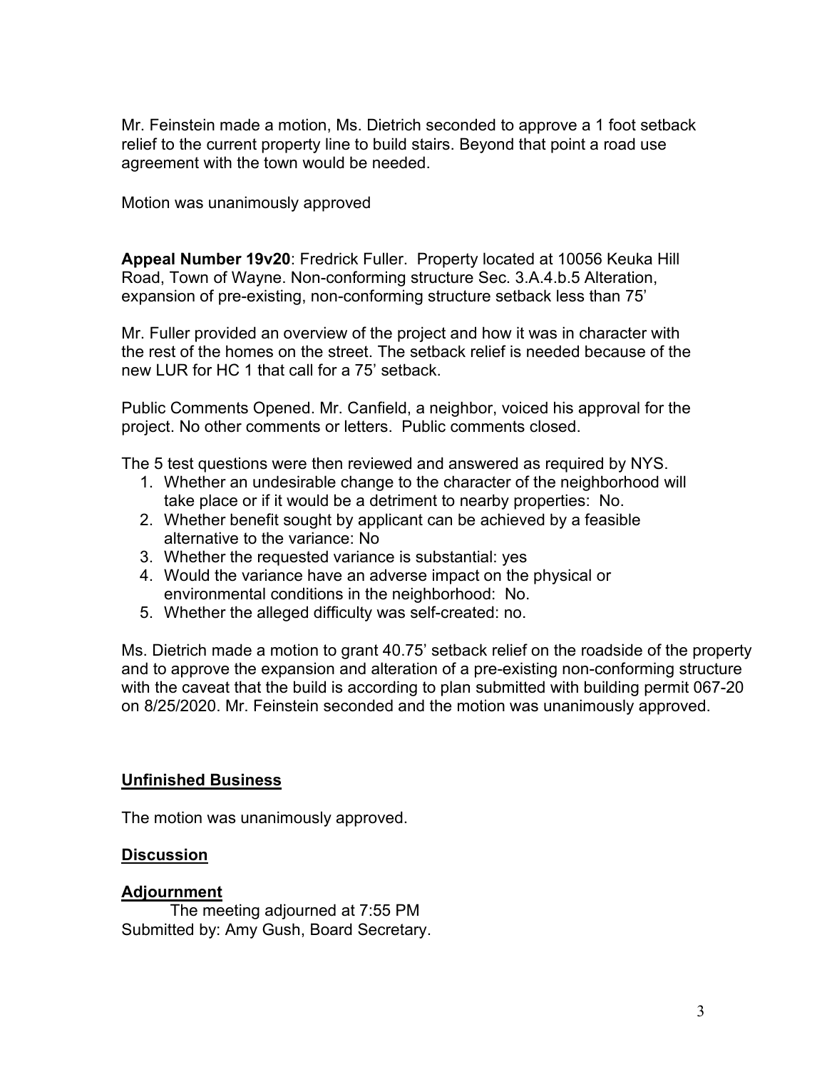Mr. Feinstein made a motion, Ms. Dietrich seconded to approve a 1 foot setback relief to the current property line to build stairs. Beyond that point a road use agreement with the town would be needed.

Motion was unanimously approved

**Appeal Number 19v20**: Fredrick Fuller. Property located at 10056 Keuka Hill Road, Town of Wayne. Non-conforming structure Sec. 3.A.4.b.5 Alteration, expansion of pre-existing, non-conforming structure setback less than 75'

Mr. Fuller provided an overview of the project and how it was in character with the rest of the homes on the street. The setback relief is needed because of the new LUR for HC 1 that call for a 75' setback.

Public Comments Opened. Mr. Canfield, a neighbor, voiced his approval for the project. No other comments or letters. Public comments closed.

The 5 test questions were then reviewed and answered as required by NYS.

1. Whether an undesirable change to the character of the neighborhood will take place or if it would be a detriment to nearby properties: No.
2. Whether benefit sought by applicant can be achieved by a feasible alternative to the variance: No
3. Whether the requested variance is substantial: yes
4. Would the variance have an adverse impact on the physical or environmental conditions in the neighborhood: No.
5. Whether the alleged difficulty was self-created: no.

Ms. Dietrich made a motion to grant 40.75' setback relief on the roadside of the property and to approve the expansion and alteration of a pre-existing non-conforming structure with the caveat that the build is according to plan submitted with building permit 067-20 on 8/25/2020. Mr. Feinstein seconded and the motion was unanimously approved.

## **Unfinished Business**

The motion was unanimously approved.

## **Discussion**

## **Adjournment**

The meeting adjourned at 7:55 PM
Submitted by: Amy Gush, Board Secretary.